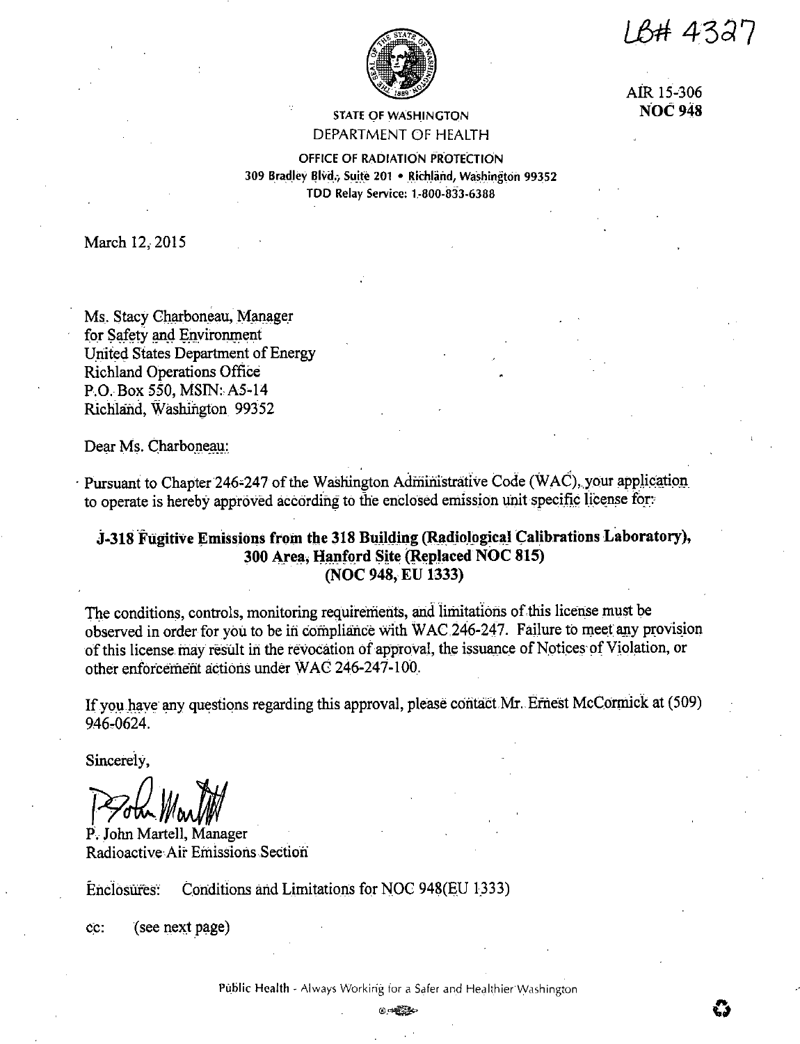LB# 4327

AIR 15-306
**NOC 948**

STATE OF WASHINGTON
DEPARTMENT OF HEALTH

OFFICE OF RADIATION PROTECTION
309 Bradley Blvd., Suite 201 • Richland, Washington 99352
TDD Relay Service: 1-800-833-6388

March 12, 2015

Ms. Stacy Charboneau, Manager
for Safety and Environment
United States Department of Energy
Richland Operations Office
P.O. Box 550, MSIN: A5-14
Richland, Washington 99352

Dear Ms. Charboneau:

Pursuant to Chapter 246-247 of the Washington Administrative Code (WAC), your application to operate is hereby approved according to the enclosed emission unit specific license for:

**J-318 Fugitive Emissions from the 318 Building (Radiological Calibrations Laboratory), 300 Area, Hanford Site (Replaced NOC 815) (NOC 948, EU 1333)**

The conditions, controls, monitoring requirements, and limitations of this license must be observed in order for you to be in compliance with WAC 246-247. Failure to meet any provision of this license may result in the revocation of approval, the issuance of Notices of Violation, or other enforcement actions under WAC 246-247-100.

If you have any questions regarding this approval, please contact Mr. Ernest McCormick at (509) 946-0624.

Sincerely,

P. John Martell, Manager
Radioactive Air Emissions Section

Enclosures: Conditions and Limitations for NOC 948(EU 1333)

cc: (see next page)

Public Health - Always Working for a Safer and Healthier Washington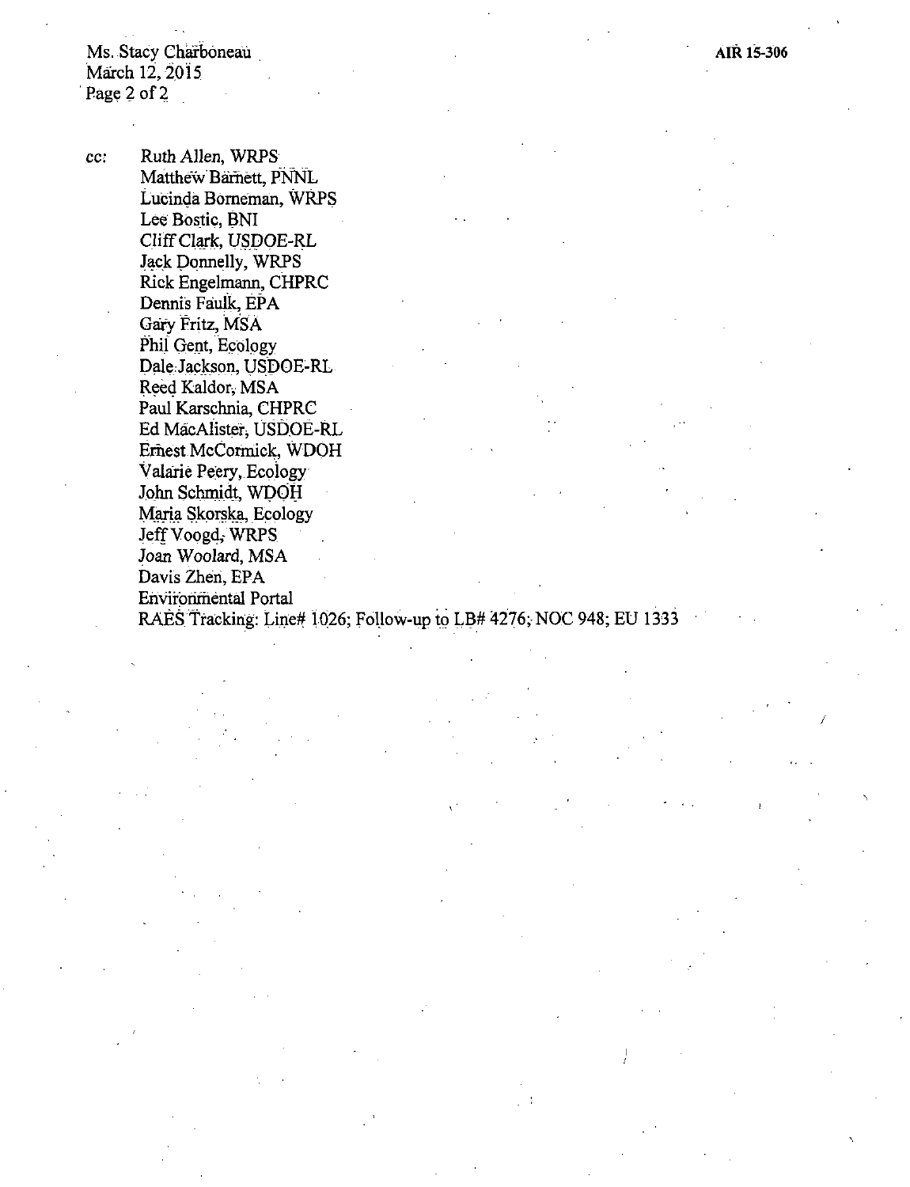cc: Ruth Allen, WRPS
Matthew Barnett, PNNL
Lucinda Borneman, WRPS
Lee Bostic, BNI
Cliff Clark, USDOE-RL
Jack Donnelly, WRPS
Rick Engelmann, CHPRC
Dennis Faulk, EPA
Gary Fritz, MSA
Phil Gent, Ecology
Dale Jackson, USDOE-RL
Reed Kaldor, MSA
Paul Karschnia, CHPRC
Ed MacAlister, USDOE-RL
Ernest McCormick, WDOH
Valarie Peery, Ecology
John Schmidt, WDOH
Maria Skorska, Ecology
Jeff Voogd, WRPS
Joan Woolard, MSA
Davis Zhen, EPA
Environmental Portal
RAES Tracking: Line# 1026; Follow-up to LB# 4276; NOC 948; EU 1333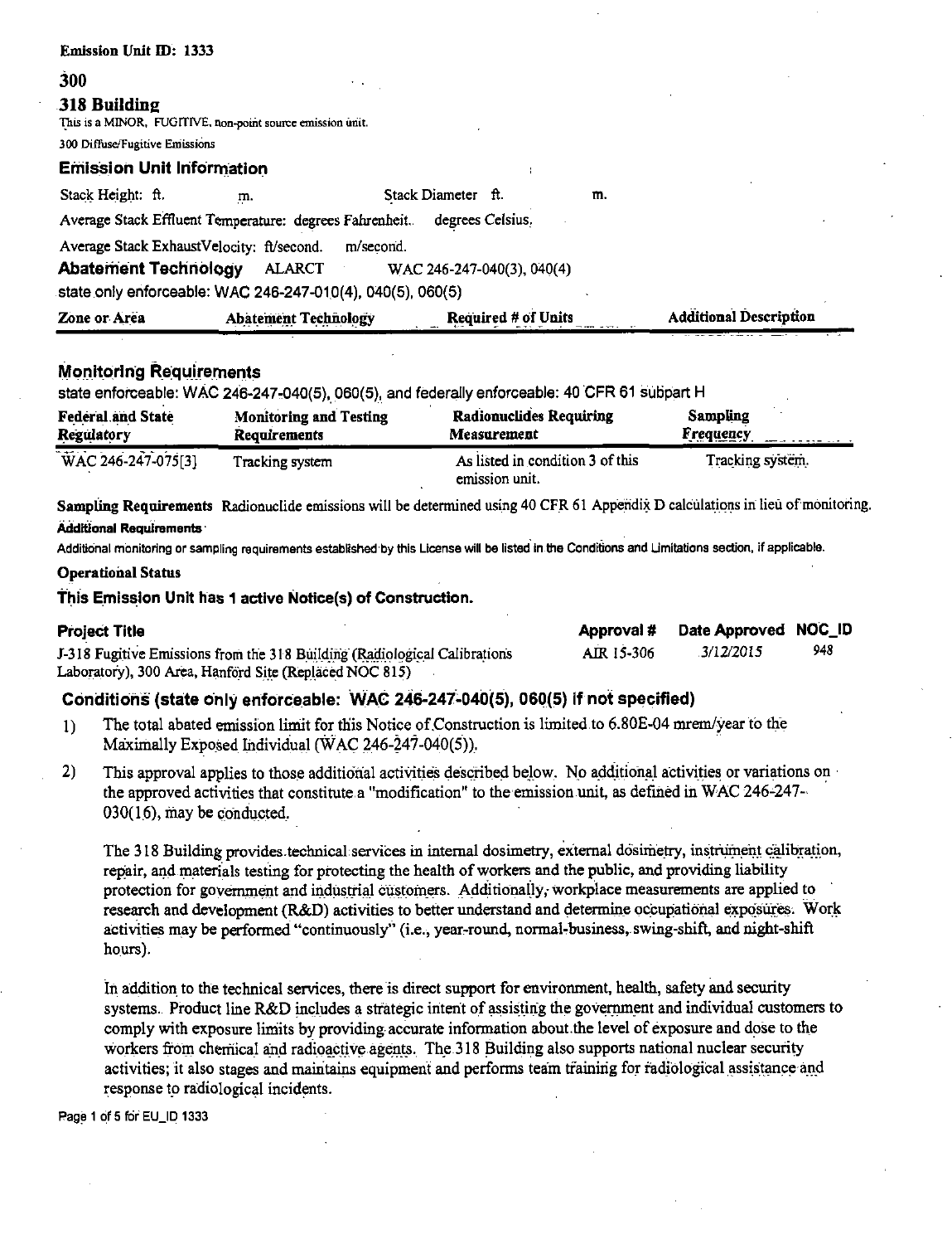**Emission Unit ID: 1333**

**300**

## 318 Building

This is a MINOR, FUGITIVE, non-point source emission unit.

300 Diffuse/Fugitive Emissions

### Emission Unit Information

Stack Height: ft. m. Stack Diameter ft. m.

Average Stack Effluent Temperature: degrees Fahrenheit. degrees Celsius.

Average Stack ExhaustVelocity: ft/second. m/second.

**Abatement Technology** ALARCT WAC 246-247-040(3), 040(4)

state only enforceable: WAC 246-247-010(4), 040(5), 060(5)

| Zone or Area | Abatement Technology | Required # of Units | Additional Description |
|---|---|---|---|

### Monitoring Requirements

state enforceable: WAC 246-247-040(5), 060(5), and federally enforceable: 40 CFR 61 subpart H

| Federal and State Regulatory | Monitoring and Testing Requirements | Radionuclides Requiring Measurement | Sampling Frequency |
|---|---|---|---|
| WAC 246-247-075[3] | Tracking system | As listed in condition 3 of this emission unit. | Tracking system. |

**Sampling Requirements** Radionuclide emissions will be determined using 40 CFR 61 Appendix D calculations in lieu of monitoring.

**Additional Requirements**

Additional monitoring or sampling requirements established by this License will be listed in the Conditions and Limitations section, if applicable.

**Operational Status**

**This Emission Unit has 1 active Notice(s) of Construction.**

| Project Title | Approval # | Date Approved | NOC_ID |
|---|---|---|---|
| J-318 Fugitive Emissions from the 318 Building (Radiological Calibrations Laboratory), 300 Area, Hanford Site (Replaced NOC 815) | AIR 15-306 | 3/12/2015 | 948 |

### Conditions (state only enforceable: WAC 246-247-040(5), 060(5) if not specified)

1) The total abated emission limit for this Notice of Construction is limited to 6.80E-04 mrem/year to the Maximally Exposed Individual (WAC 246-247-040(5)).

2) This approval applies to those additional activities described below. No additional activities or variations on the approved activities that constitute a "modification" to the emission unit, as defined in WAC 246-247-030(16), may be conducted.

   The 318 Building provides technical services in internal dosimetry, external dosimetry, instrument calibration, repair, and materials testing for protecting the health of workers and the public, and providing liability protection for government and industrial customers. Additionally, workplace measurements are applied to research and development (R&D) activities to better understand and determine occupational exposures. Work activities may be performed "continuously" (i.e., year-round, normal-business, swing-shift, and night-shift hours).

   In addition to the technical services, there is direct support for environment, health, safety and security systems. Product line R&D includes a strategic intent of assisting the government and individual customers to comply with exposure limits by providing accurate information about the level of exposure and dose to the workers from chemical and radioactive agents. The 318 Building also supports national nuclear security activities; it also stages and maintains equipment and performs team training for radiological assistance and response to radiological incidents.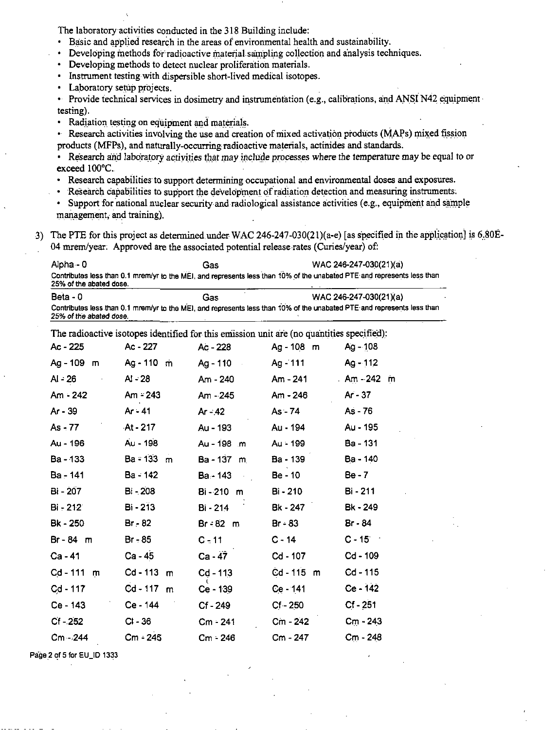The laboratory activities conducted in the 318 Building include:

- Basic and applied research in the areas of environmental health and sustainability.
- Developing methods for radioactive material sampling collection and analysis techniques.
- Developing methods to detect nuclear proliferation materials.
- Instrument testing with dispersible short-lived medical isotopes.
- Laboratory setup projects.
- Provide technical services in dosimetry and instrumentation (e.g., calibrations, and ANSI N42 equipment testing).
- Radiation testing on equipment and materials.
- Research activities involving the use and creation of mixed activation products (MAPs) mixed fission products (MFPs), and naturally-occurring radioactive materials, actinides and standards.
- Research and laboratory activities that may include processes where the temperature may be equal to or exceed 100°C.
- Research capabilities to support determining occupational and environmental doses and exposures.
- Research capabilities to support the development of radiation detection and measuring instruments.
- Support for national nuclear security and radiological assistance activities (e.g., equipment and sample management, and training).

3) The PTE for this project as determined under WAC 246-247-030(21)(a-e) [as specified in the application] is 6.80E-04 mrem/year. Approved are the associated potential release rates (Curies/year) of:

| | | |
|---|---|---|
| Alpha - 0 | Gas | WAC 246-247-030(21)(a) |
| Contributes less than 0.1 mrem/yr to the MEI, and represents less than 10% of the unabated PTE and represents less than 25% of the abated dose. | | |
| Beta - 0 | Gas | WAC 246-247-030(21)(a) |
| Contributes less than 0.1 mrem/yr to the MEI, and represents less than 10% of the unabated PTE and represents less than 25% of the abated dose. | | |

The radioactive isotopes identified for this emission unit are (no quantities specified):

| | | | | |
|---|---|---|---|---|
| Ac - 225 | Ac - 227 | Ac - 228 | Ag - 108 m | Ag - 108 |
| Ag - 109 m | Ag - 110 m | Ag - 110 | Ag - 111 | Ag - 112 |
| Al - 26 | Al - 28 | Am - 240 | Am - 241 | Am - 242 m |
| Am - 242 | Am - 243 | Am - 245 | Am - 246 | Ar - 37 |
| Ar - 39 | Ar - 41 | Ar - 42 | As - 74 | As - 76 |
| As - 77 | At - 217 | Au - 193 | Au - 194 | Au - 195 |
| Au - 196 | Au - 198 | Au - 198 m | Au - 199 | Ba - 131 |
| Ba - 133 | Ba - 133 m | Ba - 137 m | Ba - 139 | Ba - 140 |
| Ba - 141 | Ba - 142 | Ba - 143 | Be - 10 | Be - 7 |
| Bi - 207 | Bi - 208 | Bi - 210 m | Bi - 210 | Bi - 211 |
| Bi - 212 | Bi - 213 | Bi - 214 | Bk - 247 | Bk - 249 |
| Bk - 250 | Br - 82 | Br - 82 m | Br - 83 | Br - 84 |
| Br - 84 m | Br - 85 | C - 11 | C - 14 | C - 15 |
| Ca - 41 | Ca - 45 | Ca - 47 | Cd - 107 | Cd - 109 |
| Cd - 111 m | Cd - 113 m | Cd - 113 | Cd - 115 m | Cd - 115 |
| Cd - 117 | Cd - 117 m | Ce - 139 | Ce - 141 | Ce - 142 |
| Ce - 143 | Ce - 144 | Cf - 249 | Cf - 250 | Cf - 251 |
| Cf - 252 | Cl - 36 | Cm - 241 | Cm - 242 | Cm - 243 |
| Cm - 244 | Cm - 245 | Cm - 246 | Cm - 247 | Cm - 248 |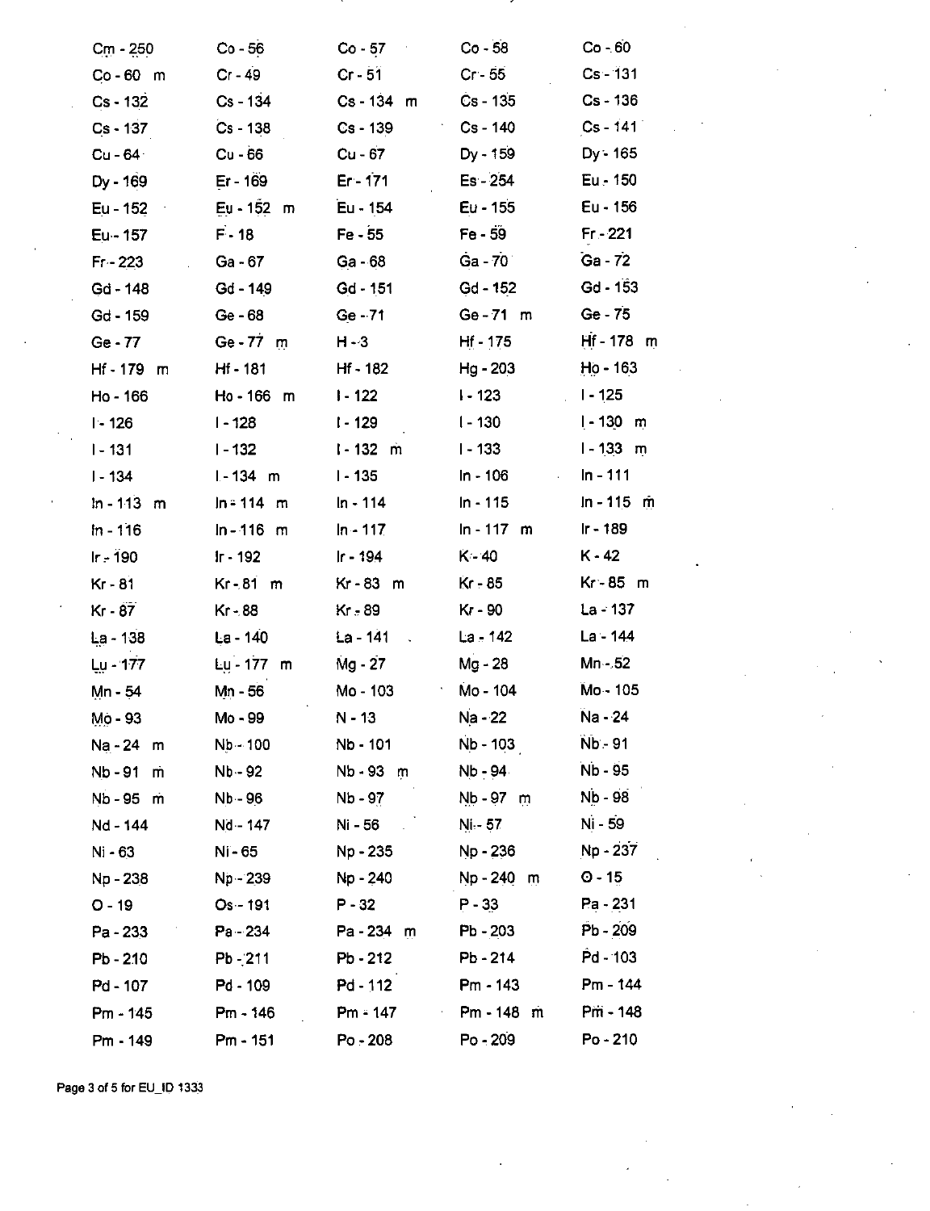| | | | | |
|---|---|---|---|---|
| Cm - 250 | Co - 56 | Co - 57 | Co - 58 | Co - 60 |
| Co - 60 m | Cr - 49 | Cr - 51 | Cr - 55 | Cs - 131 |
| Cs - 132 | Cs - 134 | Cs - 134 m | Cs - 135 | Cs - 136 |
| Cs - 137 | Cs - 138 | Cs - 139 | Cs - 140 | Cs - 141 |
| Cu - 64 | Cu - 66 | Cu - 67 | Dy - 159 | Dy - 165 |
| Dy - 169 | Er - 169 | Er - 171 | Es - 254 | Eu - 150 |
| Eu - 152 | Eu - 152 m | Eu - 154 | Eu - 155 | Eu - 156 |
| Eu - 157 | F - 18 | Fe - 55 | Fe - 59 | Fr - 221 |
| Fr - 223 | Ga - 67 | Ga - 68 | Ga - 70 | Ga - 72 |
| Gd - 148 | Gd - 149 | Gd - 151 | Gd - 152 | Gd - 153 |
| Gd - 159 | Ge - 68 | Ge - 71 | Ge - 71 m | Ge - 75 |
| Ge - 77 | Ge - 77 m | H - 3 | Hf - 175 | Hf - 178 m |
| Hf - 179 m | Hf - 181 | Hf - 182 | Hg - 203 | Ho - 163 |
| Ho - 166 | Ho - 166 m | I - 122 | I - 123 | I - 125 |
| I - 126 | I - 128 | I - 129 | I - 130 | I - 130 m |
| I - 131 | I - 132 | I - 132 m | I - 133 | I - 133 m |
| I - 134 | I - 134 m | I - 135 | In - 106 | In - 111 |
| In - 113 m | In - 114 m | In - 114 | In - 115 | In - 115 m |
| In - 116 | In - 116 m | In - 117 | In - 117 m | Ir - 189 |
| Ir - 190 | Ir - 192 | Ir - 194 | K - 40 | K - 42 |
| Kr - 81 | Kr - 81 m | Kr - 83 m | Kr - 85 | Kr - 85 m |
| Kr - 87 | Kr - 88 | Kr - 89 | Kr - 90 | La - 137 |
| La - 138 | La - 140 | La - 141 | La - 142 | La - 144 |
| Lu - 177 | Lu - 177 m | Mg - 27 | Mg - 28 | Mn - 52 |
| Mn - 54 | Mn - 56 | Mo - 103 | Mo - 104 | Mo - 105 |
| Mo - 93 | Mo - 99 | N - 13 | Na - 22 | Na - 24 |
| Na - 24 m | Nb - 100 | Nb - 101 | Nb - 103 | Nb - 91 |
| Nb - 91 m | Nb - 92 | Nb - 93 m | Nb - 94 | Nb - 95 |
| Nb - 95 m | Nb - 96 | Nb - 97 | Nb - 97 m | Nb - 98 |
| Nd - 144 | Nd - 147 | Ni - 56 | Ni - 57 | Ni - 59 |
| Ni - 63 | Ni - 65 | Np - 235 | Np - 236 | Np - 237 |
| Np - 238 | Np - 239 | Np - 240 | Np - 240 m | O - 15 |
| O - 19 | Os - 191 | P - 32 | P - 33 | Pa - 231 |
| Pa - 233 | Pa - 234 | Pa - 234 m | Pb - 203 | Pb - 209 |
| Pb - 210 | Pb - 211 | Pb - 212 | Pb - 214 | Pd - 103 |
| Pd - 107 | Pd - 109 | Pd - 112 | Pm - 143 | Pm - 144 |
| Pm - 145 | Pm - 146 | Pm - 147 | Pm - 148 m | Pm - 148 |
| Pm - 149 | Pm - 151 | Po - 208 | Po - 209 | Po - 210 |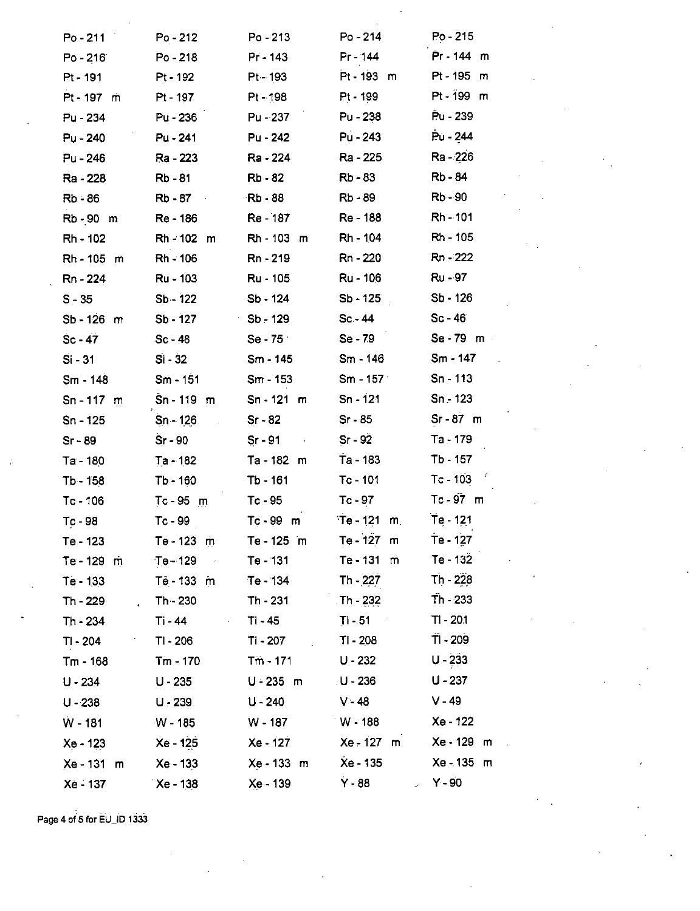| | | | | |
|---|---|---|---|---|
| Po - 211 | Po - 212 | Po - 213 | Po - 214 | Po - 215 |
| Po - 216 | Po - 218 | Pr - 143 | Pr - 144 | Pr - 144 m |
| Pt - 191 | Pt - 192 | Pt - 193 | Pt - 193 m | Pt - 195 m |
| Pt - 197 m | Pt - 197 | Pt - 198 | Pt - 199 | Pt - 199 m |
| Pu - 234 | Pu - 236 | Pu - 237 | Pu - 238 | Pu - 239 |
| Pu - 240 | Pu - 241 | Pu - 242 | Pu - 243 | Pu - 244 |
| Pu - 246 | Ra - 223 | Ra - 224 | Ra - 225 | Ra - 226 |
| Ra - 228 | Rb - 81 | Rb - 82 | Rb - 83 | Rb - 84 |
| Rb - 86 | Rb - 87 | Rb - 88 | Rb - 89 | Rb - 90 |
| Rb - 90 m | Re - 186 | Re - 187 | Re - 188 | Rh - 101 |
| Rh - 102 | Rh - 102 m | Rh - 103 m | Rh - 104 | Rh - 105 |
| Rh - 105 m | Rh - 106 | Rn - 219 | Rn - 220 | Rn - 222 |
| Rn - 224 | Ru - 103 | Ru - 105 | Ru - 106 | Ru - 97 |
| S - 35 | Sb - 122 | Sb - 124 | Sb - 125 | Sb - 126 |
| Sb - 126 m | Sb - 127 | Sb - 129 | Sc - 44 | Sc - 46 |
| Sc - 47 | Sc - 48 | Se - 75 | Se - 79 | Se - 79 m |
| Si - 31 | Si - 32 | Sm - 145 | Sm - 146 | Sm - 147 |
| Sm - 148 | Sm - 151 | Sm - 153 | Sm - 157 | Sn - 113 |
| Sn - 117 m | Sn - 119 m | Sn - 121 m | Sn - 121 | Sn - 123 |
| Sn - 125 | Sn - 126 | Sr - 82 | Sr - 85 | Sr - 87 m |
| Sr - 89 | Sr - 90 | Sr - 91 | Sr - 92 | Ta - 179 |
| Ta - 180 | Ta - 182 | Ta - 182 m | Ta - 183 | Tb - 157 |
| Tb - 158 | Tb - 160 | Tb - 161 | Tc - 101 | Tc - 103 |
| Tc - 106 | Tc - 95 m | Tc - 95 | Tc - 97 | Tc - 97 m |
| Tc - 98 | Tc - 99 | Tc - 99 m | Te - 121 m | Te - 121 |
| Te - 123 | Te - 123 m | Te - 125 m | Te - 127 m | Te - 127 |
| Te - 129 m | Te - 129 | Te - 131 | Te - 131 m | Te - 132 |
| Te - 133 | Te - 133 m | Te - 134 | Th - 227 | Th - 228 |
| Th - 229 | Th - 230 | Th - 231 | Th - 232 | Th - 233 |
| Th - 234 | Ti - 44 | Ti - 45 | Ti - 51 | Tl - 201 |
| Tl - 204 | Tl - 206 | Tl - 207 | Tl - 208 | Tl - 209 |
| Tm - 168 | Tm - 170 | Tm - 171 | U - 232 | U - 233 |
| U - 234 | U - 235 | U - 235 m | U - 236 | U - 237 |
| U - 238 | U - 239 | U - 240 | V - 48 | V - 49 |
| W - 181 | W - 185 | W - 187 | W - 188 | Xe - 122 |
| Xe - 123 | Xe - 125 | Xe - 127 | Xe - 127 m | Xe - 129 m |
| Xe - 131 m | Xe - 133 | Xe - 133 m | Xe - 135 | Xe - 135 m |
| Xe - 137 | Xe - 138 | Xe - 139 | Y - 88 | Y - 90 |

Page 4 of 5 for EU_ID 1333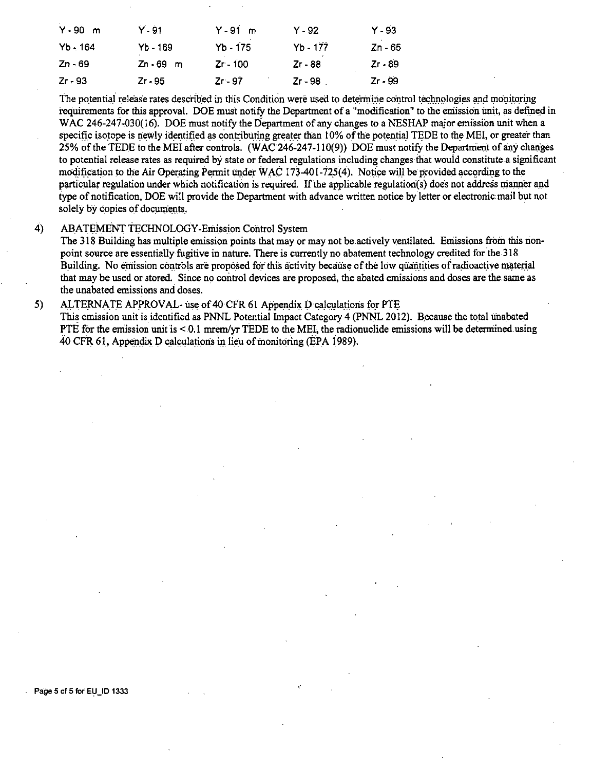| | | | | |
|---|---|---|---|---|
| Y - 90 m | Y - 91 | Y - 91 m | Y - 92 | Y - 93 |
| Yb - 164 | Yb - 169 | Yb - 175 | Yb - 177 | Zn - 65 |
| Zn - 69 | Zn - 69 m | Zr - 100 | Zr - 88 | Zr - 89 |
| Zr - 93 | Zr - 95 | Zr - 97 | Zr - 98 | Zr - 99 |

The potential release rates described in this Condition were used to determine control technologies and monitoring requirements for this approval. DOE must notify the Department of a "modification" to the emission unit, as defined in WAC 246-247-030(16). DOE must notify the Department of any changes to a NESHAP major emission unit when a specific isotope is newly identified as contributing greater than 10% of the potential TEDE to the MEI, or greater than 25% of the TEDE to the MEI after controls. (WAC 246-247-110(9)) DOE must notify the Department of any changes to potential release rates as required by state or federal regulations including changes that would constitute a significant modification to the Air Operating Permit under WAC 173-401-725(4). Notice will be provided according to the particular regulation under which notification is required. If the applicable regulation(s) does not address manner and type of notification, DOE will provide the Department with advance written notice by letter or electronic mail but not solely by copies of documents.

4) ABATEMENT TECHNOLOGY-Emission Control System
The 318 Building has multiple emission points that may or may not be actively ventilated. Emissions from this non-point source are essentially fugitive in nature. There is currently no abatement technology credited for the 318 Building. No emission controls are proposed for this activity because of the low quantities of radioactive material that may be used or stored. Since no control devices are proposed, the abated emissions and doses are the same as the unabated emissions and doses.

5) ALTERNATE APPROVAL- use of 40 CFR 61 Appendix D calculations for PTE
This emission unit is identified as PNNL Potential Impact Category 4 (PNNL 2012). Because the total unabated PTE for the emission unit is < 0.1 mrem/yr TEDE to the MEI, the radionuclide emissions will be determined using 40 CFR 61, Appendix D calculations in lieu of monitoring (EPA 1989).